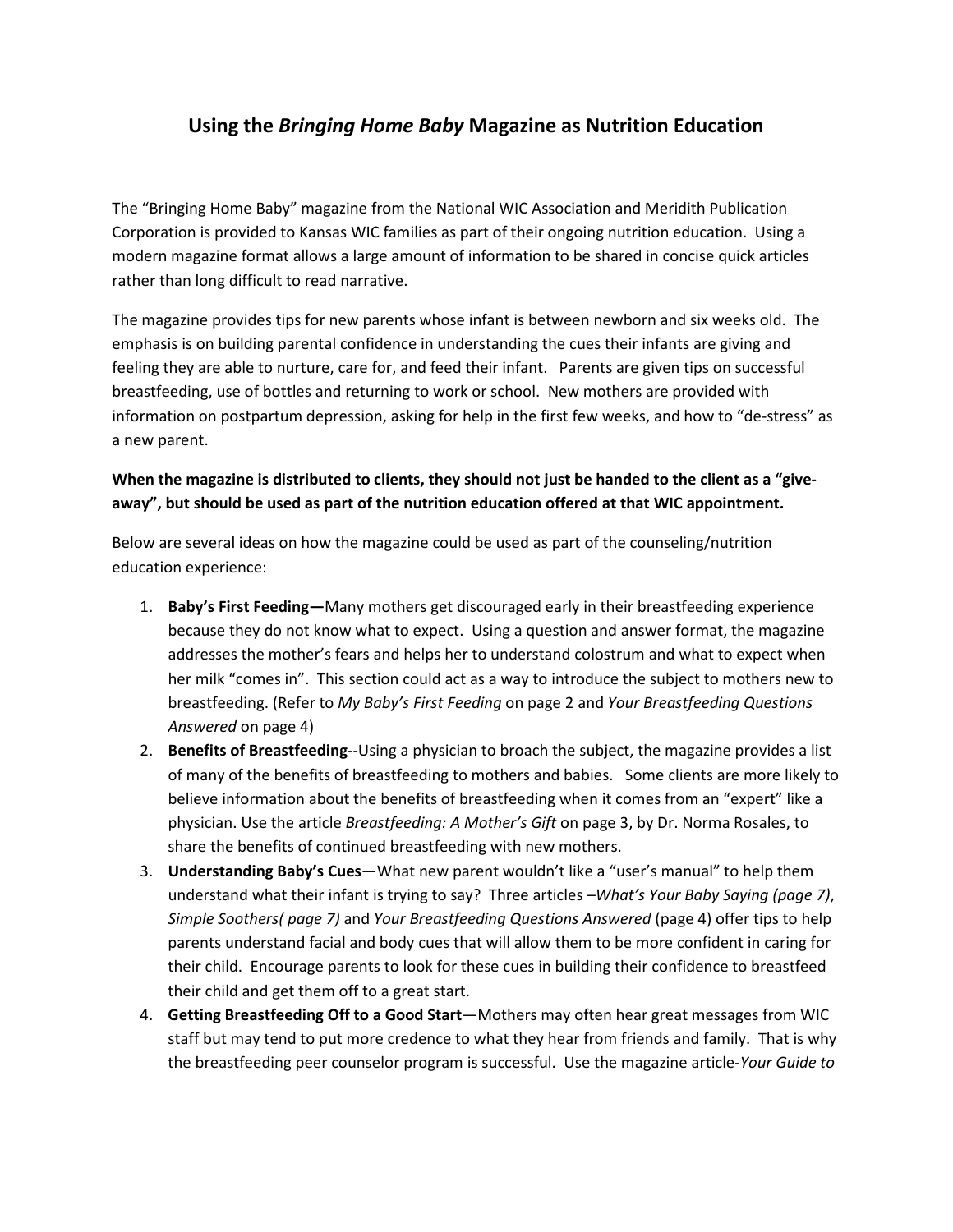# Using the *Bringing Home Baby* Magazine as Nutrition Education

The "Bringing Home Baby" magazine from the National WIC Association and Meridith Publication Corporation is provided to Kansas WIC families as part of their ongoing nutrition education. Using a modern magazine format allows a large amount of information to be shared in concise quick articles rather than long difficult to read narrative.

The magazine provides tips for new parents whose infant is between newborn and six weeks old. The emphasis is on building parental confidence in understanding the cues their infants are giving and feeling they are able to nurture, care for, and feed their infant. Parents are given tips on successful breastfeeding, use of bottles and returning to work or school. New mothers are provided with information on postpartum depression, asking for help in the first few weeks, and how to "de-stress" as a new parent.

**When the magazine is distributed to clients, they should not just be handed to the client as a "give-away", but should be used as part of the nutrition education offered at that WIC appointment.**

Below are several ideas on how the magazine could be used as part of the counseling/nutrition education experience:

1. **Baby's First Feeding—**Many mothers get discouraged early in their breastfeeding experience because they do not know what to expect. Using a question and answer format, the magazine addresses the mother's fears and helps her to understand colostrum and what to expect when her milk "comes in". This section could act as a way to introduce the subject to mothers new to breastfeeding. (Refer to *My Baby's First Feeding* on page 2 and *Your Breastfeeding Questions Answered* on page 4)
2. **Benefits of Breastfeeding**--Using a physician to broach the subject, the magazine provides a list of many of the benefits of breastfeeding to mothers and babies. Some clients are more likely to believe information about the benefits of breastfeeding when it comes from an "expert" like a physician. Use the article *Breastfeeding: A Mother's Gift* on page 3, by Dr. Norma Rosales, to share the benefits of continued breastfeeding with new mothers.
3. **Understanding Baby's Cues**—What new parent wouldn't like a "user's manual" to help them understand what their infant is trying to say? Three articles –*What's Your Baby Saying (page 7), Simple Soothers( page 7)* and *Your Breastfeeding Questions Answered* (page 4) offer tips to help parents understand facial and body cues that will allow them to be more confident in caring for their child. Encourage parents to look for these cues in building their confidence to breastfeed their child and get them off to a great start.
4. **Getting Breastfeeding Off to a Good Start**—Mothers may often hear great messages from WIC staff but may tend to put more credence to what they hear from friends and family. That is why the breastfeeding peer counselor program is successful. Use the magazine article-*Your Guide to*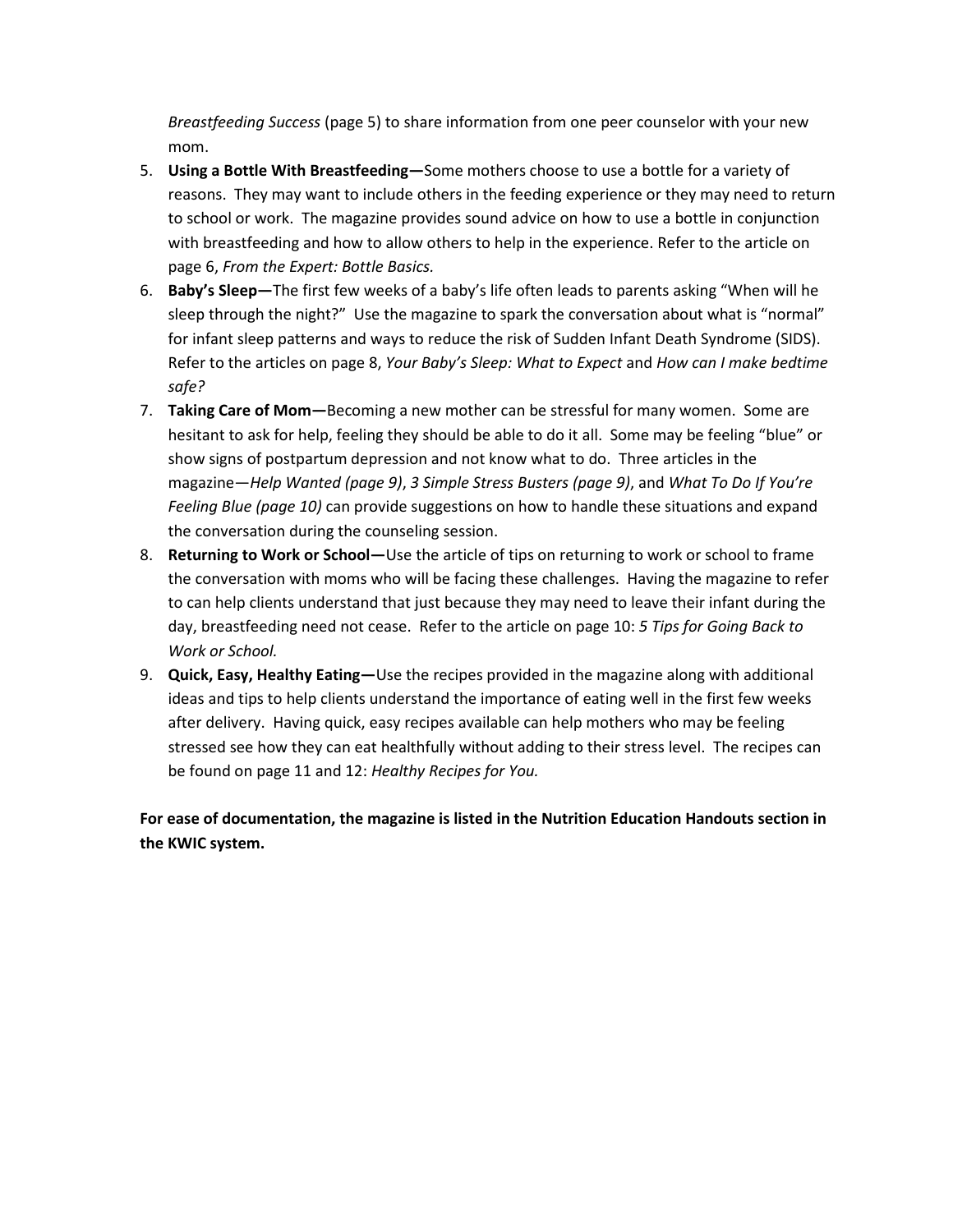*Breastfeeding Success* (page 5) to share information from one peer counselor with your new mom.

5. **Using a Bottle With Breastfeeding—**Some mothers choose to use a bottle for a variety of reasons. They may want to include others in the feeding experience or they may need to return to school or work. The magazine provides sound advice on how to use a bottle in conjunction with breastfeeding and how to allow others to help in the experience. Refer to the article on page 6, *From the Expert: Bottle Basics.*
6. **Baby's Sleep—**The first few weeks of a baby's life often leads to parents asking "When will he sleep through the night?" Use the magazine to spark the conversation about what is "normal" for infant sleep patterns and ways to reduce the risk of Sudden Infant Death Syndrome (SIDS). Refer to the articles on page 8, *Your Baby's Sleep: What to Expect* and *How can I make bedtime safe?*
7. **Taking Care of Mom—**Becoming a new mother can be stressful for many women. Some are hesitant to ask for help, feeling they should be able to do it all. Some may be feeling "blue" or show signs of postpartum depression and not know what to do. Three articles in the magazine—*Help Wanted (page 9)*, *3 Simple Stress Busters (page 9)*, and *What To Do If You're Feeling Blue (page 10)* can provide suggestions on how to handle these situations and expand the conversation during the counseling session.
8. **Returning to Work or School—**Use the article of tips on returning to work or school to frame the conversation with moms who will be facing these challenges. Having the magazine to refer to can help clients understand that just because they may need to leave their infant during the day, breastfeeding need not cease. Refer to the article on page 10: *5 Tips for Going Back to Work or School.*
9. **Quick, Easy, Healthy Eating—**Use the recipes provided in the magazine along with additional ideas and tips to help clients understand the importance of eating well in the first few weeks after delivery. Having quick, easy recipes available can help mothers who may be feeling stressed see how they can eat healthfully without adding to their stress level. The recipes can be found on page 11 and 12: *Healthy Recipes for You.*

**For ease of documentation, the magazine is listed in the Nutrition Education Handouts section in the KWIC system.**